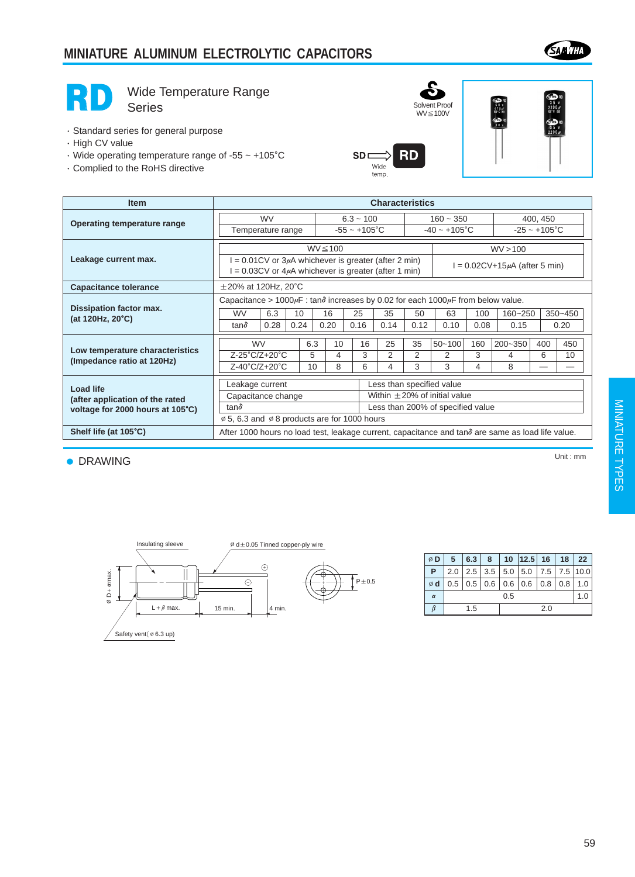# MINIATURE ALUMINUM ELECTROLYTIC CAPACITORS

# RD Wide Temperature Range Series

- Standard series for general purpose
- High CV value
- Wide operating temperature range of -55 ~ +105˚C
- Complied to the RoHS directive

Solvent Proof WV≦100V

SD ⇒ RD (Wide temp.)

| Item | Characteristics |
|---|---|
| Operating temperature range | WV: 6.3 ~ 100 / 160 ~ 350 / 400, 450; Temperature range: -55 ~ +105˚C / -40 ~ +105˚C / -25 ~ +105˚C |
| Leakage current max. | WV≦100: I = 0.01CV or 3μA whichever is greater (after 2 min); I = 0.03CV or 4μA whichever is greater (after 1 min). WV＞100: I = 0.02CV+15μA (after 5 min) |
| Capacitance tolerance | ±20% at 120Hz, 20˚C |
| Dissipation factor max. (at 120Hz, 20˚C) | Capacitance > 1000μF : tanδ increases by 0.02 for each 1000μF from below value. |
| Low temperature characteristics (Impedance ratio at 120Hz) | See table below |
| Load life (after application of the rated voltage for 2000 hours at 105˚C) | See table below |
| Shelf life (at 105˚C) | After 1000 hours no load test, leakage current, capacitance and tanδ are same as load life value. |

**Dissipation factor max. (at 120Hz, 20˚C)**

| WV | 6.3 | 10 | 16 | 25 | 35 | 50 | 63 | 100 | 160~250 | 350~450 |
|---|---|---|---|---|---|---|---|---|---|---|
| tanδ | 0.28 | 0.24 | 0.20 | 0.16 | 0.14 | 0.12 | 0.10 | 0.08 | 0.15 | 0.20 |

**Low temperature characteristics (Impedance ratio at 120Hz)**

| WV | 6.3 | 10 | 16 | 25 | 35 | 50~100 | 160 | 200~350 | 400 | 450 |
|---|---|---|---|---|---|---|---|---|---|---|
| Z-25˚C/Z+20˚C | 5 | 4 | 3 | 2 | 2 | 2 | 3 | 4 | 6 | 10 |
| Z-40˚C/Z+20˚C | 10 | 8 | 6 | 4 | 3 | 3 | 4 | 8 | — | — |

**Load life**

| Item | Requirement |
|---|---|
| Leakage current | Less than specified value |
| Capacitance change | Within ±20% of initial value |
| tanδ | Less than 200% of specified value |

ø 5, 6.3 and ø 8 products are for 1000 hours

## ● DRAWING

Unit : mm

Insulating sleeve; ø d±0.05 Tinned copper-ply wire; ø D+αmax.; L+β max.; 15 min.; 4 min.; P±0.5; Safety vent( ø 6.3 up)

| ø D | 5 | 6.3 | 8 | 10 | 12.5 | 16 | 18 | 22 |
|---|---|---|---|---|---|---|---|---|
| P | 2.0 | 2.5 | 3.5 | 5.0 | 5.0 | 7.5 | 7.5 | 10.0 |
| ø d | 0.5 | 0.5 | 0.6 | 0.6 | 0.6 | 0.8 | 0.8 | 1.0 |
| α | 0.5 | | | | | | | 1.0 |
| β | 1.5 | | | 2.0 | | | | |

MINIATURE TYPES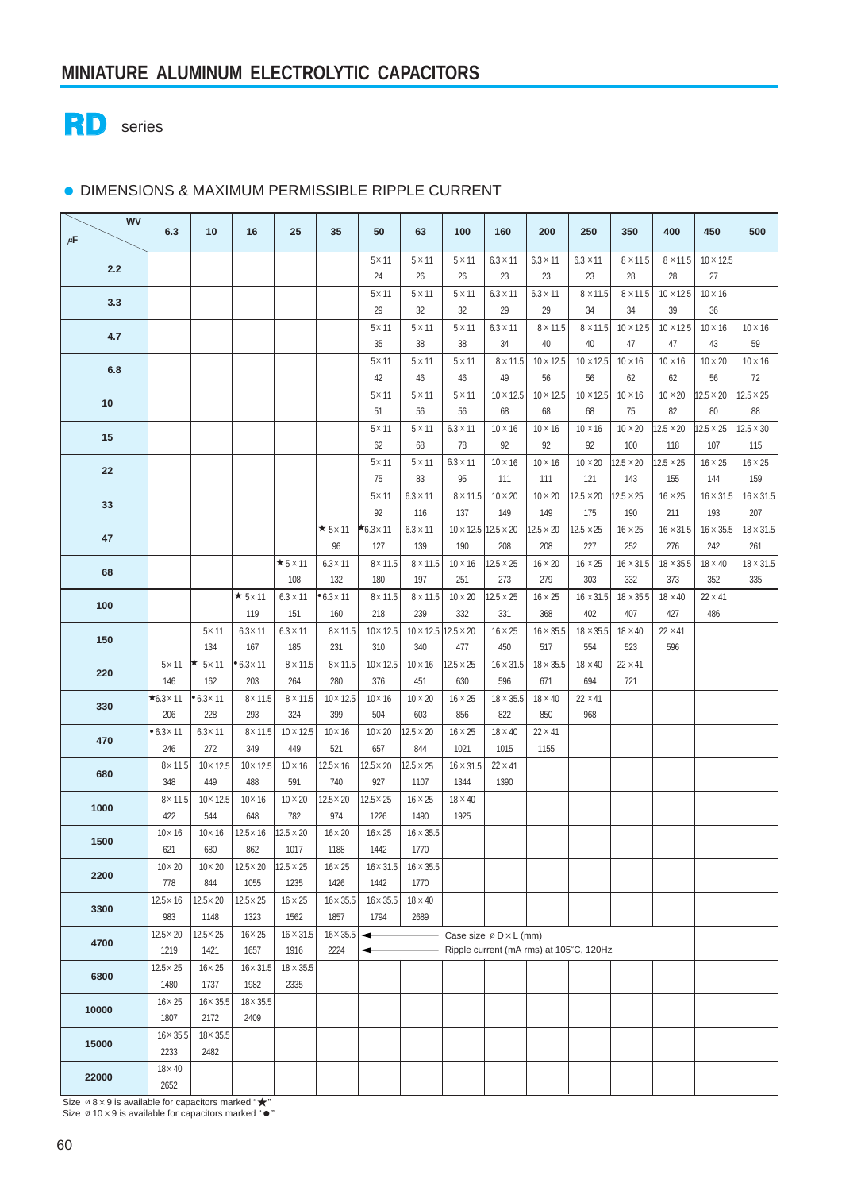## MINIATURE ALUMINUM ELECTROLYTIC CAPACITORS

# RD series

● DIMENSIONS & MAXIMUM PERMISSIBLE RIPPLE CURRENT

| μF \ WV | 6.3 | 10 | 16 | 25 | 35 | 50 | 63 | 100 | 160 | 200 | 250 | 350 | 400 | 450 | 500 |
|---|---|---|---|---|---|---|---|---|---|---|---|---|---|---|---|
| 2.2 | | | | | | 5×11<br>24 | 5×11<br>26 | 5×11<br>26 | 6.3×11<br>23 | 6.3×11<br>23 | 6.3×11<br>23 | 8×11.5<br>28 | 8×11.5<br>28 | 10×12.5<br>27 | |
| 3.3 | | | | | | 5×11<br>29 | 5×11<br>32 | 5×11<br>32 | 6.3×11<br>29 | 6.3×11<br>29 | 8×11.5<br>34 | 8×11.5<br>34 | 10×12.5<br>39 | 10×16<br>36 | |
| 4.7 | | | | | | 5×11<br>35 | 5×11<br>38 | 5×11<br>38 | 6.3×11<br>34 | 8×11.5<br>40 | 8×11.5<br>40 | 10×12.5<br>47 | 10×12.5<br>47 | 10×16<br>43 | 10×16<br>59 |
| 6.8 | | | | | | 5×11<br>42 | 5×11<br>46 | 5×11<br>46 | 8×11.5<br>49 | 10×12.5<br>56 | 10×12.5<br>56 | 10×16<br>62 | 10×16<br>62 | 10×20<br>56 | 10×16<br>72 |
| 10 | | | | | | 5×11<br>51 | 5×11<br>56 | 5×11<br>56 | 10×12.5<br>68 | 10×12.5<br>68 | 10×12.5<br>68 | 10×16<br>75 | 10×20<br>82 | 12.5×20<br>80 | 12.5×25<br>88 |
| 15 | | | | | | 5×11<br>62 | 5×11<br>68 | 6.3×11<br>78 | 10×16<br>92 | 10×16<br>92 | 10×16<br>92 | 10×20<br>100 | 12.5×20<br>118 | 12.5×25<br>107 | 12.5×30<br>115 |
| 22 | | | | | | 5×11<br>75 | 5×11<br>83 | 6.3×11<br>95 | 10×16<br>111 | 10×16<br>111 | 10×20<br>121 | 12.5×20<br>143 | 12.5×25<br>155 | 16×25<br>144 | 16×25<br>159 |
| 33 | | | | | | 5×11<br>92 | 6.3×11<br>116 | 8×11.5<br>137 | 10×20<br>149 | 10×20<br>149 | 12.5×20<br>175 | 12.5×25<br>190 | 16×25<br>211 | 16×31.5<br>193 | 16×31.5<br>207 |
| 47 | | | | | ★5×11<br>96 | ★6.3×11<br>127 | 6.3×11<br>139 | 10×12.5<br>190 | 12.5×20<br>208 | 12.5×20<br>208 | 12.5×25<br>227 | 16×25<br>252 | 16×31.5<br>276 | 16×35.5<br>242 | 18×31.5<br>261 |
| 68 | | | | ★5×11<br>108 | 6.3×11<br>132 | 8×11.5<br>180 | 8×11.5<br>197 | 10×16<br>251 | 12.5×25<br>273 | 16×20<br>279 | 16×25<br>303 | 16×31.5<br>332 | 18×35.5<br>373 | 18×40<br>352 | 18×31.5<br>335 |
| 100 | | | ★5×11<br>119 | 6.3×11<br>151 | ●6.3×11<br>160 | 8×11.5<br>218 | 8×11.5<br>239 | 10×20<br>332 | 12.5×25<br>331 | 16×25<br>368 | 16×31.5<br>402 | 18×35.5<br>407 | 18×40<br>427 | 22×41<br>486 | |
| 150 | | 5×11<br>134 | 6.3×11<br>167 | 6.3×11<br>185 | 8×11.5<br>231 | 10×12.5<br>310 | 10×12.5<br>340 | 12.5×20<br>477 | 16×25<br>450 | 16×35.5<br>517 | 18×35.5<br>554 | 18×40<br>523 | 22×41<br>596 | | |
| 220 | 5×11<br>146 | ★5×11<br>162 | ●6.3×11<br>203 | 8×11.5<br>264 | 8×11.5<br>280 | 10×12.5<br>376 | 10×16<br>451 | 12.5×25<br>630 | 16×31.5<br>596 | 18×35.5<br>671 | 18×40<br>694 | 22×41<br>721 | | | |
| 330 | ★6.3×11<br>206 | ●6.3×11<br>228 | 8×11.5<br>293 | 8×11.5<br>324 | 10×12.5<br>399 | 10×16<br>504 | 10×20<br>603 | 16×25<br>856 | 18×35.5<br>822 | 18×40<br>850 | 22×41<br>968 | | | | |
| 470 | ●6.3×11<br>246 | 6.3×11<br>272 | 8×11.5<br>349 | 10×12.5<br>449 | 10×16<br>521 | 10×20<br>657 | 12.5×20<br>844 | 16×25<br>1021 | 18×40<br>1015 | 22×41<br>1155 | | | | | |
| 680 | 8×11.5<br>348 | 10×12.5<br>449 | 10×12.5<br>488 | 10×16<br>591 | 12.5×16<br>740 | 12.5×20<br>927 | 12.5×25<br>1107 | 16×31.5<br>1344 | 22×41<br>1390 | | | | | | |
| 1000 | 8×11.5<br>422 | 10×12.5<br>544 | 10×16<br>648 | 10×20<br>782 | 12.5×20<br>974 | 12.5×25<br>1226 | 16×25<br>1490 | 18×40<br>1925 | | | | | | | |
| 1500 | 10×16<br>621 | 10×16<br>680 | 12.5×16<br>862 | 12.5×20<br>1017 | 16×20<br>1188 | 16×25<br>1442 | 16×35.5<br>1770 | | | | | | | | |
| 2200 | 10×20<br>778 | 10×20<br>844 | 12.5×20<br>1055 | 12.5×25<br>1235 | 16×25<br>1426 | 16×31.5<br>1442 | 16×35.5<br>1770 | | | | | | | | |
| 3300 | 12.5×16<br>983 | 12.5×20<br>1148 | 12.5×25<br>1323 | 16×25<br>1562 | 16×35.5<br>1857 | 16×35.5<br>1794 | 18×40<br>2689 | | | | | | | | |
| 4700 | 12.5×20<br>1219 | 12.5×25<br>1421 | 16×25<br>1657 | 16×31.5<br>1916 | 16×35.5<br>2224 | | | | | | | | | | |
| 6800 | 12.5×25<br>1480 | 16×25<br>1737 | 16×31.5<br>1982 | 18×35.5<br>2335 | | | | | | | | | | | |
| 10000 | 16×25<br>1807 | 16×35.5<br>2172 | 18×35.5<br>2409 | | | | | | | | | | | | |
| 15000 | 16×35.5<br>2233 | 18×35.5<br>2482 | | | | | | | | | | | | | |
| 22000 | 18×40<br>2652 | | | | | | | | | | | | | | |

Upper value: Case size ø D × L (mm)
Lower value: Ripple current (mA rms) at 105°C, 120Hz

Size ø 8 × 9 is available for capacitors marked "★"
Size ø 10 × 9 is available for capacitors marked "●"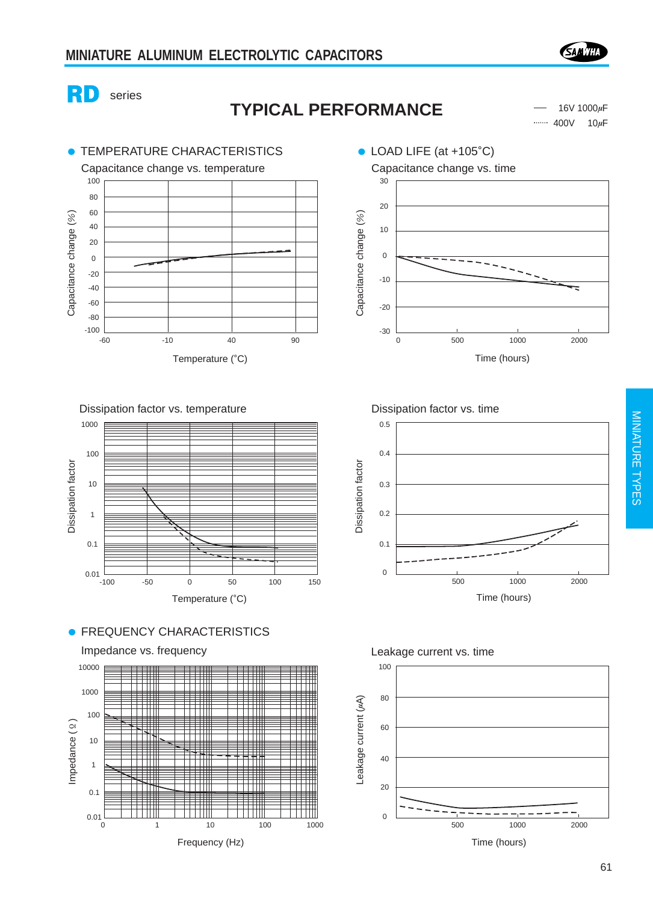## MINIATURE ALUMINUM ELECTROLYTIC CAPACITORS

**RD** series

# TYPICAL PERFORMANCE

— 16V 1000μF
······ 400V 10μF

### ● TEMPERATURE CHARACTERISTICS

Capacitance change vs. temperature

Capacitance change (%)
100
80
60
40
20
0
-20
-40
-60
-80
-100
-60
-10
40
90
Temperature (°C)

### ● LOAD LIFE (at +105°C)

Capacitance change vs. time

Capacitance change (%)
30
20
10
0
-10
-20
-30
0
500
1000
2000
Time (hours)

Dissipation factor vs. temperature

Dissipation factor
1000
100
10
1
0.1
0.01
-100
-50
0
50
100
150
Temperature (°C)

Dissipation factor vs. time

Dissipation factor
0.5
0.4
0.3
0.2
0.1
0
500
1000
2000
Time (hours)

### ● FREQUENCY CHARACTERISTICS

Impedance vs. frequency

Impedance (Ω)
10000
1000
100
10
1
0.1
0.01
0
1
10
100
1000
Frequency (Hz)

Leakage current vs. time

Leakage current (μA)
100
80
60
40
20
0
500
1000
2000
Time (hours)

MINIATURE TYPES